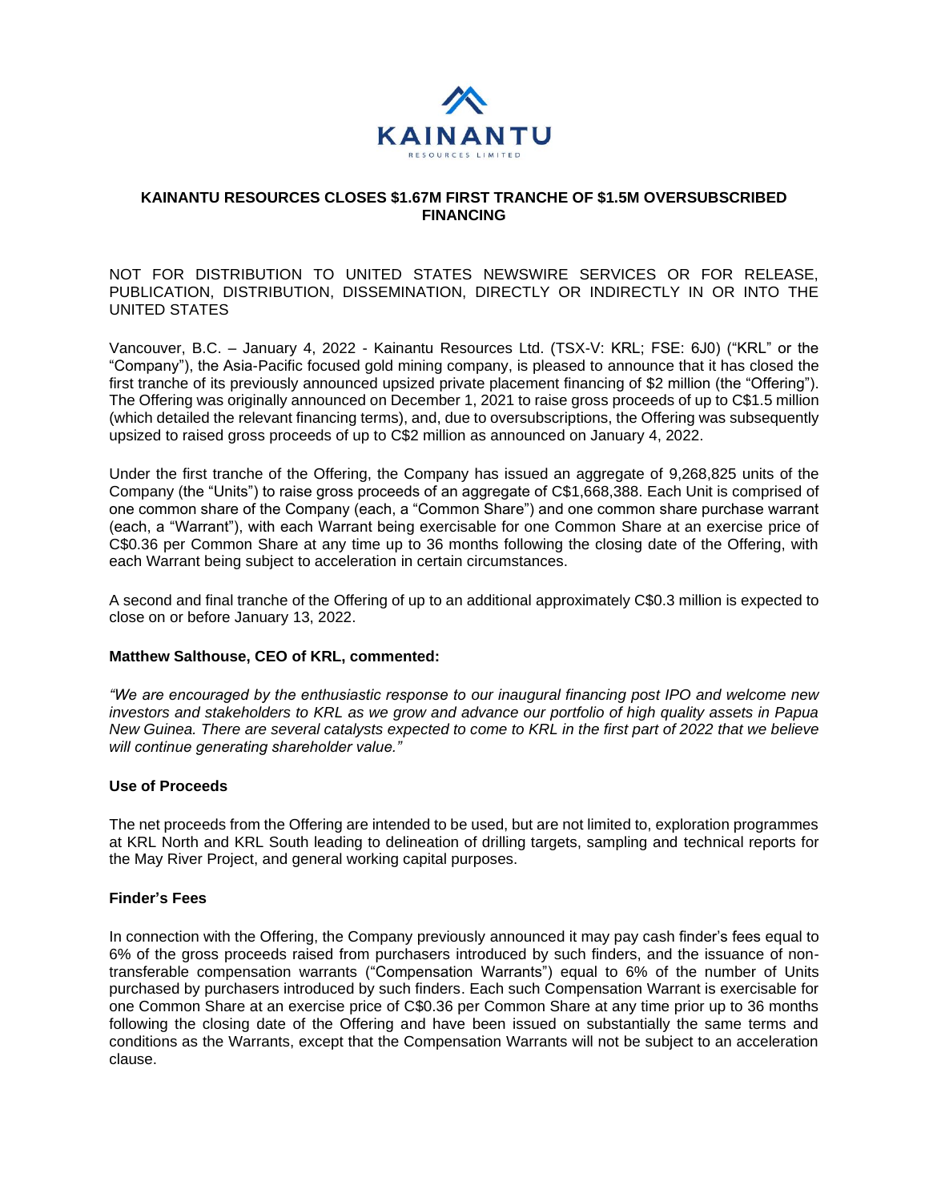# KAINANTU RESOURCES CLOSES \$1.67M FIRST TRANCHE OF \$1.5M OVERSUBSCRIBED FINANCING

NOT FOR DISTRIBUTION TO UNITED STATES NEWSWIRE SERVICES OR FOR RELEASE, PUBLICATION, DISTRIBUTION, DISSEMINATION, DIRECTLY OR INDIRECTLY IN OR INTO THE UNITED STATES

Vancouver, B.C. – January 4, 2022 - Kainantu Resources Ltd. (TSX-V: KRL; FSE: 6J0) ("KRL" or the "Company"), the Asia-Pacific focused gold mining company, is pleased to announce that it has closed the first tranche of its previously announced upsized private placement financing of \$2 million (the "Offering"). The Offering was originally announced on December 1, 2021 to raise gross proceeds of up to C\$1.5 million (which detailed the relevant financing terms), and, due to oversubscriptions, the Offering was subsequently upsized to raised gross proceeds of up to C\$2 million as announced on January 4, 2022.

Under the first tranche of the Offering, the Company has issued an aggregate of 9,268,825 units of the Company (the "Units") to raise gross proceeds of an aggregate of C\$1,668,388. Each Unit is comprised of one common share of the Company (each, a "Common Share") and one common share purchase warrant (each, a "Warrant"), with each Warrant being exercisable for one Common Share at an exercise price of C\$0.36 per Common Share at any time up to 36 months following the closing date of the Offering, with each Warrant being subject to acceleration in certain circumstances.

A second and final tranche of the Offering of up to an additional approximately C\$0.3 million is expected to close on or before January 13, 2022.

**Matthew Salthouse, CEO of KRL, commented:**

*"We are encouraged by the enthusiastic response to our inaugural financing post IPO and welcome new investors and stakeholders to KRL as we grow and advance our portfolio of high quality assets in Papua New Guinea. There are several catalysts expected to come to KRL in the first part of 2022 that we believe will continue generating shareholder value."*

**Use of Proceeds**

The net proceeds from the Offering are intended to be used, but are not limited to, exploration programmes at KRL North and KRL South leading to delineation of drilling targets, sampling and technical reports for the May River Project, and general working capital purposes.

**Finder's Fees**

In connection with the Offering, the Company previously announced it may pay cash finder's fees equal to 6% of the gross proceeds raised from purchasers introduced by such finders, and the issuance of non-transferable compensation warrants ("Compensation Warrants") equal to 6% of the number of Units purchased by purchasers introduced by such finders. Each such Compensation Warrant is exercisable for one Common Share at an exercise price of C\$0.36 per Common Share at any time prior up to 36 months following the closing date of the Offering and have been issued on substantially the same terms and conditions as the Warrants, except that the Compensation Warrants will not be subject to an acceleration clause.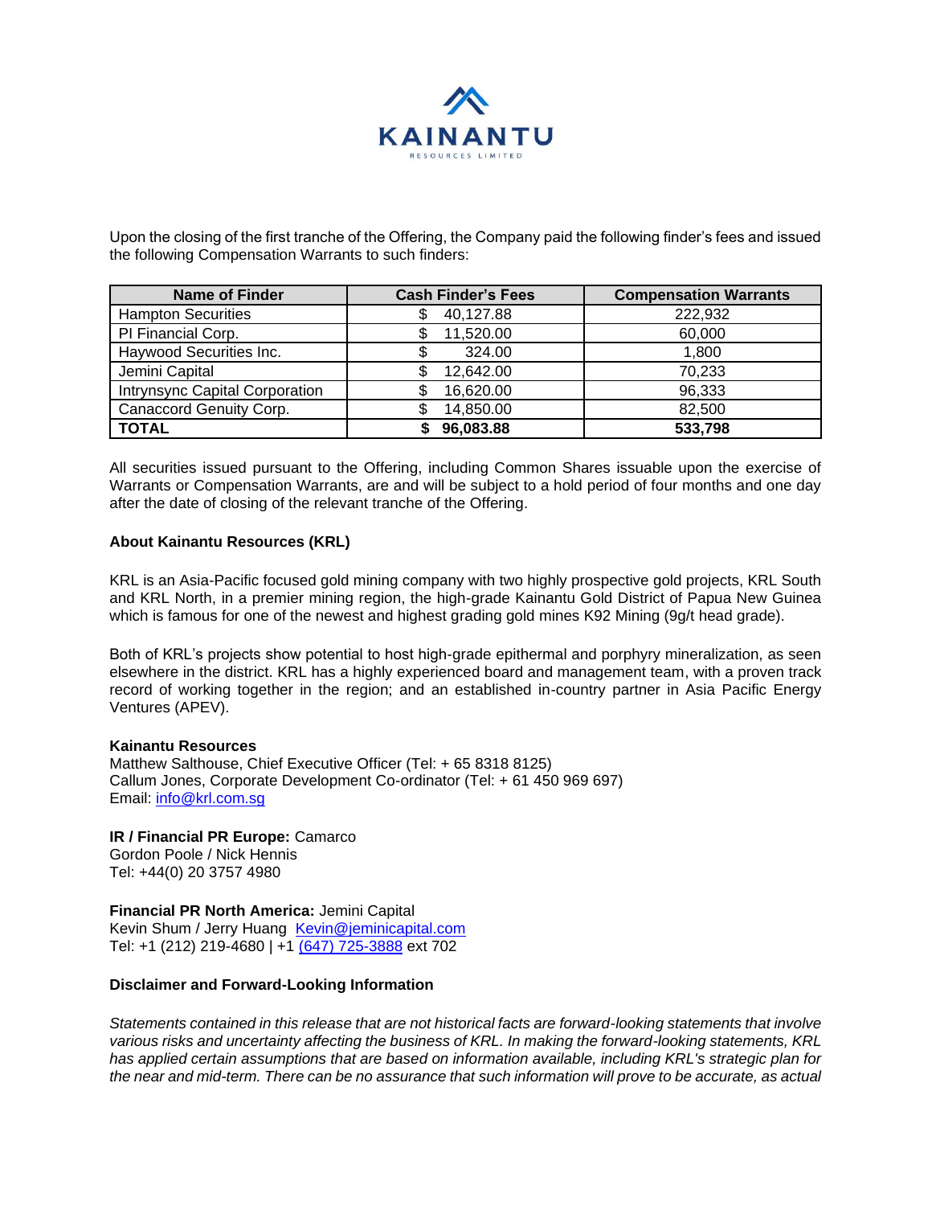Upon the closing of the first tranche of the Offering, the Company paid the following finder's fees and issued the following Compensation Warrants to such finders:

| Name of Finder | Cash Finder's Fees | Compensation Warrants |
|---|---|---|
| Hampton Securities | $ 40,127.88 | 222,932 |
| PI Financial Corp. | $ 11,520.00 | 60,000 |
| Haywood Securities Inc. | $ 324.00 | 1,800 |
| Jemini Capital | $ 12,642.00 | 70,233 |
| Intrynsync Capital Corporation | $ 16,620.00 | 96,333 |
| Canaccord Genuity Corp. | $ 14,850.00 | 82,500 |
| **TOTAL** | **$ 96,083.88** | **533,798** |

All securities issued pursuant to the Offering, including Common Shares issuable upon the exercise of Warrants or Compensation Warrants, are and will be subject to a hold period of four months and one day after the date of closing of the relevant tranche of the Offering.

**About Kainantu Resources (KRL)**

KRL is an Asia-Pacific focused gold mining company with two highly prospective gold projects, KRL South and KRL North, in a premier mining region, the high-grade Kainantu Gold District of Papua New Guinea which is famous for one of the newest and highest grading gold mines K92 Mining (9g/t head grade).

Both of KRL's projects show potential to host high-grade epithermal and porphyry mineralization, as seen elsewhere in the district. KRL has a highly experienced board and management team, with a proven track record of working together in the region; and an established in-country partner in Asia Pacific Energy Ventures (APEV).

**Kainantu Resources**
Matthew Salthouse, Chief Executive Officer (Tel: + 65 8318 8125)
Callum Jones, Corporate Development Co-ordinator (Tel: + 61 450 969 697)
Email: info@krl.com.sg

**IR / Financial PR Europe:** Camarco
Gordon Poole / Nick Hennis
Tel: +44(0) 20 3757 4980

**Financial PR North America:** Jemini Capital
Kevin Shum / Jerry Huang Kevin@jeminicapital.com
Tel: +1 (212) 219-4680 | +1 (647) 725-3888 ext 702

**Disclaimer and Forward-Looking Information**

*Statements contained in this release that are not historical facts are forward-looking statements that involve various risks and uncertainty affecting the business of KRL. In making the forward-looking statements, KRL has applied certain assumptions that are based on information available, including KRL's strategic plan for the near and mid-term. There can be no assurance that such information will prove to be accurate, as actual*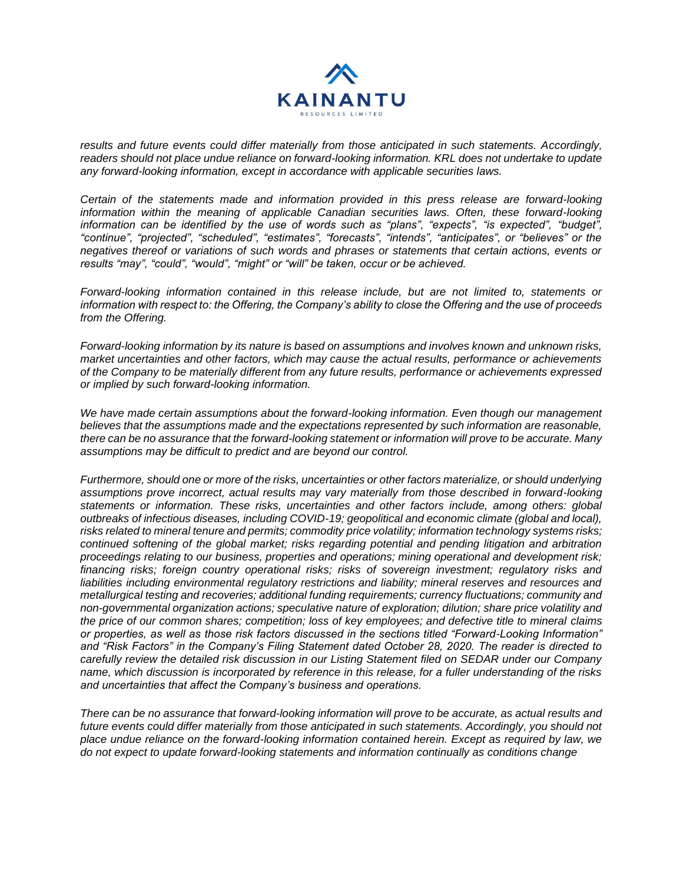*results and future events could differ materially from those anticipated in such statements. Accordingly, readers should not place undue reliance on forward-looking information. KRL does not undertake to update any forward-looking information, except in accordance with applicable securities laws.*

*Certain of the statements made and information provided in this press release are forward-looking information within the meaning of applicable Canadian securities laws. Often, these forward-looking information can be identified by the use of words such as "plans", "expects", "is expected", "budget", "continue", "projected", "scheduled", "estimates", "forecasts", "intends", "anticipates", or "believes" or the negatives thereof or variations of such words and phrases or statements that certain actions, events or results "may", "could", "would", "might" or "will" be taken, occur or be achieved.*

*Forward-looking information contained in this release include, but are not limited to, statements or information with respect to: the Offering, the Company's ability to close the Offering and the use of proceeds from the Offering.*

*Forward-looking information by its nature is based on assumptions and involves known and unknown risks, market uncertainties and other factors, which may cause the actual results, performance or achievements of the Company to be materially different from any future results, performance or achievements expressed or implied by such forward-looking information.*

*We have made certain assumptions about the forward-looking information. Even though our management believes that the assumptions made and the expectations represented by such information are reasonable, there can be no assurance that the forward-looking statement or information will prove to be accurate. Many assumptions may be difficult to predict and are beyond our control.*

*Furthermore, should one or more of the risks, uncertainties or other factors materialize, or should underlying assumptions prove incorrect, actual results may vary materially from those described in forward-looking statements or information. These risks, uncertainties and other factors include, among others: global outbreaks of infectious diseases, including COVID-19; geopolitical and economic climate (global and local), risks related to mineral tenure and permits; commodity price volatility; information technology systems risks; continued softening of the global market; risks regarding potential and pending litigation and arbitration proceedings relating to our business, properties and operations; mining operational and development risk; financing risks; foreign country operational risks; risks of sovereign investment; regulatory risks and liabilities including environmental regulatory restrictions and liability; mineral reserves and resources and metallurgical testing and recoveries; additional funding requirements; currency fluctuations; community and non-governmental organization actions; speculative nature of exploration; dilution; share price volatility and the price of our common shares; competition; loss of key employees; and defective title to mineral claims or properties, as well as those risk factors discussed in the sections titled "Forward-Looking Information" and "Risk Factors" in the Company's Filing Statement dated October 28, 2020. The reader is directed to carefully review the detailed risk discussion in our Listing Statement filed on SEDAR under our Company name, which discussion is incorporated by reference in this release, for a fuller understanding of the risks and uncertainties that affect the Company's business and operations.*

*There can be no assurance that forward-looking information will prove to be accurate, as actual results and future events could differ materially from those anticipated in such statements. Accordingly, you should not place undue reliance on the forward-looking information contained herein. Except as required by law, we do not expect to update forward-looking statements and information continually as conditions change*